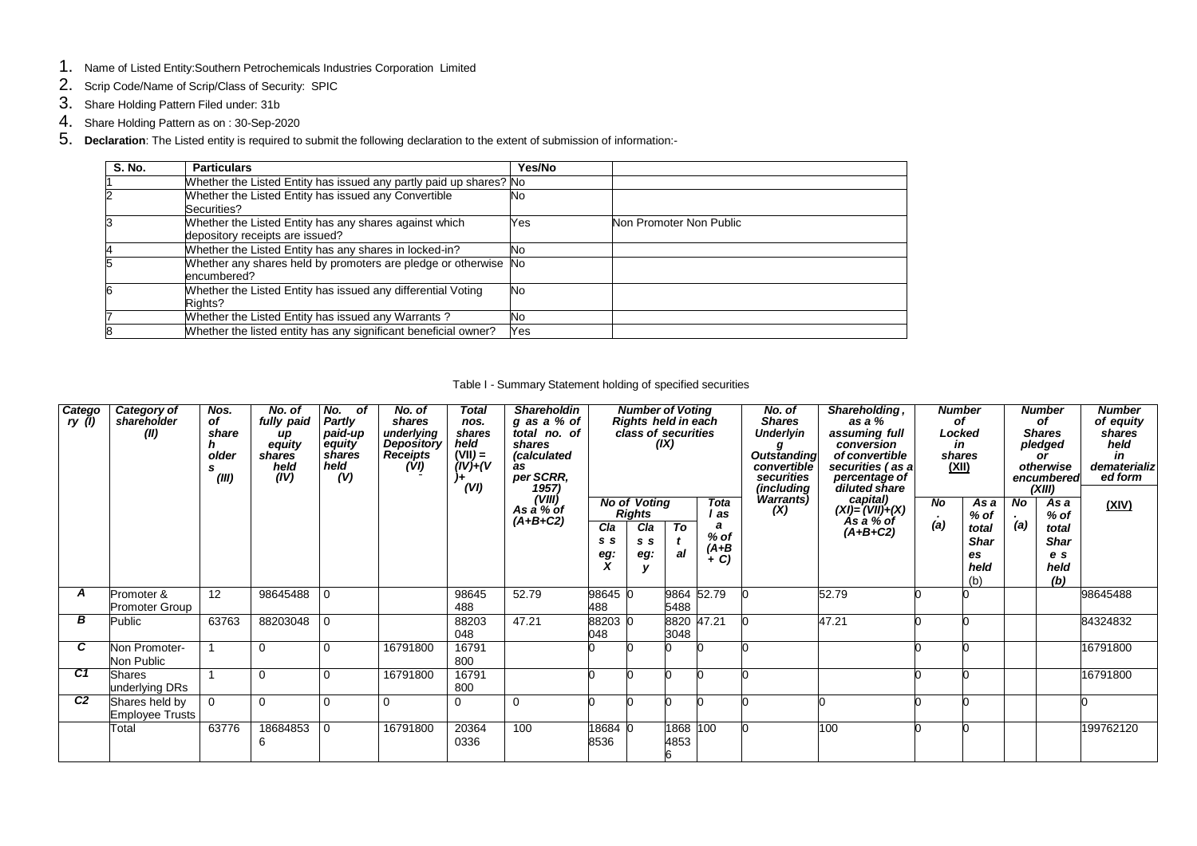1. Name of Listed Entity:Southern Petrochemicals Industries Corporation Limited
2. Scrip Code/Name of Scrip/Class of Security: SPIC
3. Share Holding Pattern Filed under: 31b
4. Share Holding Pattern as on : 30-Sep-2020
5. **Declaration**: The Listed entity is required to submit the following declaration to the extent of submission of information:-

| S. No. | Particulars | Yes/No | |
|---|---|---|---|
| 1 | Whether the Listed Entity has issued any partly paid up shares? | No | |
| 2 | Whether the Listed Entity has issued any Convertible Securities? | No | |
| 3 | Whether the Listed Entity has any shares against which depository receipts are issued? | Yes | Non Promoter Non Public |
| 4 | Whether the Listed Entity has any shares in locked-in? | No | |
| 5 | Whether any shares held by promoters are pledge or otherwise encumbered? | No | |
| 6 | Whether the Listed Entity has issued any differential Voting Rights? | No | |
| 7 | Whether the Listed Entity has issued any Warrants ? | No | |
| 8 | Whether the listed entity has any significant beneficial owner? | Yes | |

Table I - Summary Statement holding of specified securities

| Category (I) | Category of shareholder (II) | Nos. of shareholders (III) | No. of fully paid up equity shares held (IV) | No. of Partly paid-up equity shares held (V) | No. of shares underlying Depository Receipts (VI) | Total nos. shares held (VII) = (IV)+(V)+ (VI) | Shareholding as a % of total no. of shares (calculated as per SCRR, 1957) (VIII) As a % of (A+B+C2) | Number of Voting Rights held in each class of securities (IX) | | | | No. of Shares Underlying Outstanding convertible securities (including Warrants) (X) | Shareholding , as a % assuming full conversion of convertible securities ( as a percentage of diluted share capital) (XI)= (VII)+(X) As a % of (A+B+C2) | Number of Locked in shares (XII) | | Number of Shares pledged or otherwise encumbered (XIII) | | Number of equity shares held in dematerialized form (XIV) |
|---|---|---|---|---|---|---|---|---|---|---|---|---|---|---|---|---|---|---|
| | | | | | | | | No of Voting Rights | | | Total as a % of (A+B+C) | | | No. (a) | As a % of total Shares held (b) | No. (a) | As a % of total Shares held (b) | |
| | | | | | | | | Class eg: X | Class eg: y | Total | | | | | | | | |
| A | Promoter & Promoter Group | 12 | 98645488 | 0 | | 98645488 | 52.79 | 98645488 | 0 | 98645488 | 52.79 | 0 | 52.79 | 0 | 0 | | | 98645488 |
| B | Public | 63763 | 88203048 | 0 | | 88203048 | 47.21 | 88203048 | 0 | 88203048 | 47.21 | 0 | 47.21 | 0 | 0 | | | 84324832 |
| C | Non Promoter-Non Public | 1 | 0 | 0 | 16791800 | 16791800 | | 0 | 0 | 0 | 0 | 0 | | 0 | 0 | | | 16791800 |
| C1 | Shares underlying DRs | 1 | 0 | 0 | 16791800 | 16791800 | | 0 | 0 | 0 | 0 | 0 | | 0 | 0 | | | 16791800 |
| C2 | Shares held by Employee Trusts | 0 | 0 | 0 | 0 | 0 | 0 | 0 | 0 | 0 | 0 | 0 | 0 | 0 | 0 | | | 0 |
| | Total | 63776 | 186848536 | 0 | 16791800 | 203640336 | 100 | 186848536 | 0 | 186848536 | 100 | 0 | 100 | 0 | 0 | | | 199762120 |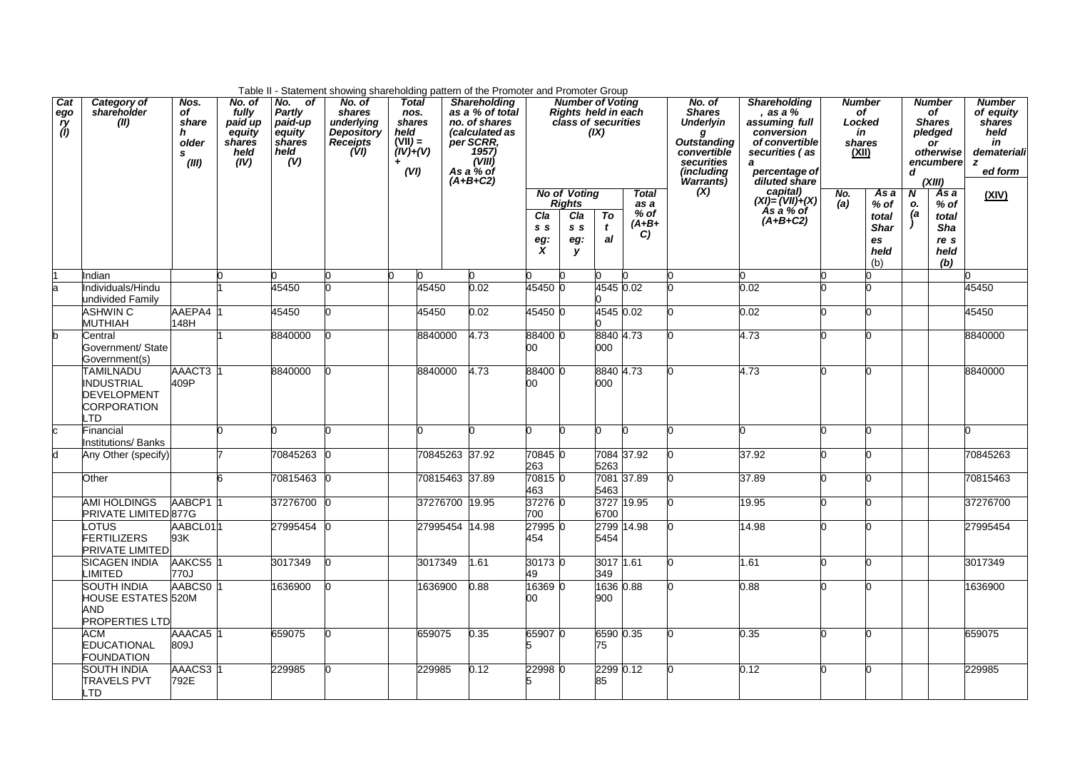Table II - Statement showing shareholding pattern of the Promoter and Promoter Group

| Category (I) | Category of shareholder (II) | Nos. of shareholders (III) | No. of fully paid up equity shares held (IV) | No. of Partly paid-up equity shares held (V) | No. of shares underlying Depository Receipts (VI) | Total nos. shares held (VII) = (IV)+(V)+ (VI) | Shareholding as a % of total no. of shares (calculated as per SCRR, 1957) (VIII) As a % of (A+B+C2) | Number of Voting Rights held in each class of securities (IX) | | | | No. of Shares Underlying Outstanding convertible securities (including Warrants) (X) | Shareholding , as a % assuming full conversion of convertible securities ( as a percentage of diluted share capital) (XI)= (VII)+(X) As a % of (A+B+C2) | Number of Locked in shares (XII) | | Number of Shares pledged or otherwise encumbered (XIII) | | Number of equity shares held in dematerialized form (XIV) |
|---|---|---|---|---|---|---|---|---|---|---|---|---|---|---|---|---|---|---|
| | | | | | | | | No of Voting Rights | | | Total as a % of (A+B+C) | | | No. (a) | As a % of total Shares held (b) | No. (a) | As a % of total Shares held (b) | |
| | | | | | | | | Class eg: X | Class eg: y | Total | | | | | | | | |
| 1 | Indian | | 0 | 0 | 0 | 0 | 0 | 0 | 0 | 0 | 0 | 0 | 0 | 0 | 0 | | | 0 |
| a | Individuals/Hindu undivided Family | | 1 | 45450 | 0 | 45450 | 0.02 | 45450 | 0 | 45450 | 0.02 | 0 | 0.02 | 0 | 0 | | | 45450 |
| | ASHWIN C MUTHIAH | AAEPA4148H | 1 | 45450 | 0 | 45450 | 0.02 | 45450 | 0 | 45450 | 0.02 | 0 | 0.02 | 0 | 0 | | | 45450 |
| b | Central Government/ State Government(s) | | 1 | 8840000 | 0 | 8840000 | 4.73 | 8840000 | 0 | 8840000 | 4.73 | 0 | 4.73 | 0 | 0 | | | 8840000 |
| | TAMILNADU INDUSTRIAL DEVELOPMENT CORPORATION LTD | AAACT3409P | 1 | 8840000 | 0 | 8840000 | 4.73 | 8840000 | 0 | 8840000 | 4.73 | 0 | 4.73 | 0 | 0 | | | 8840000 |
| c | Financial Institutions/ Banks | | 0 | 0 | 0 | 0 | 0 | 0 | 0 | 0 | 0 | 0 | 0 | 0 | 0 | | | 0 |
| d | Any Other (specify) | | 7 | 70845263 | 0 | 70845263 | 37.92 | 70845263 | 0 | 70845263 | 37.92 | 0 | 37.92 | 0 | 0 | | | 70845263 |
| | Other | | 6 | 70815463 | 0 | 70815463 | 37.89 | 70815463 | 0 | 70815463 | 37.89 | 0 | 37.89 | 0 | 0 | | | 70815463 |
| | AMI HOLDINGS PRIVATE LIMITED | AABCP1877G | 1 | 37276700 | 0 | 37276700 | 19.95 | 37276700 | 0 | 37276700 | 19.95 | 0 | 19.95 | 0 | 0 | | | 37276700 |
| | LOTUS FERTILIZERS PRIVATE LIMITED | AABCL0193K | 1 | 27995454 | 0 | 27995454 | 14.98 | 27995454 | 0 | 27995454 | 14.98 | 0 | 14.98 | 0 | 0 | | | 27995454 |
| | SICAGEN INDIA LIMITED | AAKCS5770J | 1 | 3017349 | 0 | 3017349 | 1.61 | 3017349 | 0 | 3017349 | 1.61 | 0 | 1.61 | 0 | 0 | | | 3017349 |
| | SOUTH INDIA HOUSE ESTATES AND PROPERTIES LTD | AABCS0520M | 1 | 1636900 | 0 | 1636900 | 0.88 | 1636900 | 0 | 1636900 | 0.88 | 0 | 0.88 | 0 | 0 | | | 1636900 |
| | ACM EDUCATIONAL FOUNDATION | AAACA5809J | 1 | 659075 | 0 | 659075 | 0.35 | 659075 | 0 | 659075 | 0.35 | 0 | 0.35 | 0 | 0 | | | 659075 |
| | SOUTH INDIA TRAVELS PVT LTD | AAACS3792E | 1 | 229985 | 0 | 229985 | 0.12 | 229985 | 0 | 229985 | 0.12 | 0 | 0.12 | 0 | 0 | | | 229985 |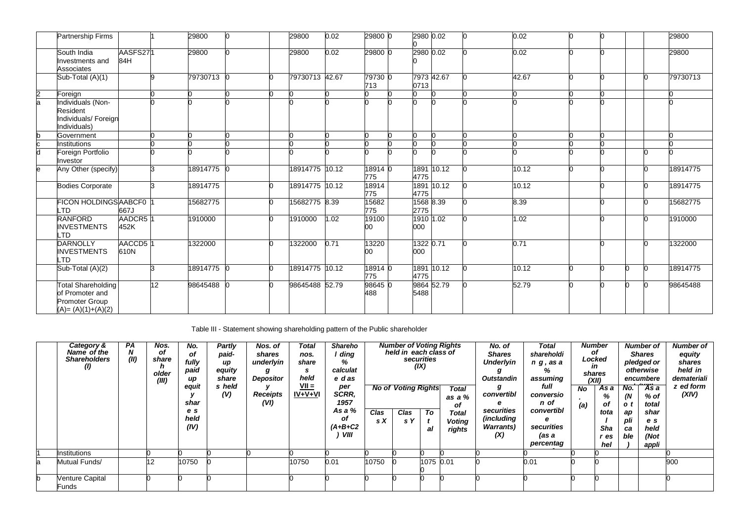| | | | | | | | | | | | | | | | | | | | |
|---|---|---|---|---|---|---|---|---|---|---|---|---|---|---|---|---|---|---|---|
| | Partnership Firms | | 1 | 29800 | 0 | | 29800 | 0.02 | 29800 | 0 | 29800 | 0.02 | 0 | 0.02 | 0 | 0 | | | 29800 |
| | South India Investments and Associates | AASFS2784H | 1 | 29800 | 0 | | 29800 | 0.02 | 29800 | 0 | 29800 | 0.02 | 0 | 0.02 | 0 | 0 | | | 29800 |
| | Sub-Total (A)(1) | | 9 | 79730713 | 0 | 0 | 79730713 | 42.67 | 79730713 | 0 | 79730713 | 42.67 | 0 | 42.67 | 0 | 0 | | 0 | 79730713 |
| 2 | Foreign | | 0 | 0 | 0 | 0 | 0 | 0 | 0 | 0 | 0 | 0 | 0 | 0 | 0 | 0 | | | 0 |
| a | Individuals (Non-Resident Individuals/ Foreign Individuals) | | 0 | 0 | 0 | | 0 | 0 | 0 | 0 | 0 | 0 | 0 | 0 | 0 | 0 | | | 0 |
| b | Government | | 0 | 0 | 0 | | 0 | 0 | 0 | 0 | 0 | 0 | 0 | 0 | 0 | 0 | | | 0 |
| c | Institutions | | 0 | 0 | 0 | | 0 | 0 | 0 | 0 | 0 | 0 | 0 | 0 | 0 | 0 | | | 0 |
| d | Foreign Portfolio Investor | | 0 | 0 | 0 | | 0 | 0 | 0 | 0 | 0 | 0 | 0 | 0 | 0 | 0 | | 0 | 0 |
| e | Any Other (specify) | | 3 | 18914775 | 0 | | 18914775 | 10.12 | 18914775 | 0 | 18914775 | 10.12 | 0 | 10.12 | 0 | 0 | | 0 | 18914775 |
| | Bodies Corporate | | 3 | 18914775 | | 0 | 18914775 | 10.12 | 18914775 | | 18914775 | 10.12 | 0 | 10.12 | | 0 | | 0 | 18914775 |
| | FICON HOLDINGS LTD | AABCF0667J | 1 | 15682775 | | 0 | 15682775 | 8.39 | 15682775 | | 15682775 | 8.39 | 0 | 8.39 | | 0 | | 0 | 15682775 |
| | RANFORD INVESTMENTS LTD | AADCR5452K | 1 | 1910000 | | 0 | 1910000 | 1.02 | 1910000 | | 1910000 | 1.02 | 0 | 1.02 | | 0 | | 0 | 1910000 |
| | DARNOLLY INVESTMENTS LTD | AACCD5610N | 1 | 1322000 | | 0 | 1322000 | 0.71 | 1322000 | | 1322000 | 0.71 | 0 | 0.71 | | 0 | | 0 | 1322000 |
| | Sub-Total (A)(2) | | 3 | 18914775 | 0 | 0 | 18914775 | 10.12 | 18914775 | 0 | 18914775 | 10.12 | 0 | 10.12 | 0 | 0 | 0 | 0 | 18914775 |
| | Total Shareholding of Promoter and Promoter Group (A)= (A)(1)+(A)(2) | | 12 | 98645488 | 0 | 0 | 98645488 | 52.79 | 98645488 | 0 | 98645488 | 52.79 | 0 | 52.79 | 0 | 0 | 0 | 0 | 98645488 |

Table III - Statement showing shareholding pattern of the Public shareholder

| | Category & Name of the Shareholders (I) | PAN (II) | Nos. of shareholders (III) | No. of fully paid up equity shares held (IV) | Partly paid-up equity shares held (V) | Nos. of shares underlying Depository Receipts (VI) | Total nos. shares held VII = IV+V+VI | Shareholding % calculated as per SCRR, 1957 As a % of (A+B+C2) VIII | Number of Voting Rights held in each class of securities (IX) | | | | No. of Shares Underlying Outstanding convertible securities (including Warrants) (X) | Total shareholding, as a % assuming full conversion of convertible securities (as a percentage | Number of Locked in shares (XII) | | Number of Shares pledged or otherwise encumbered | | Number of equity shares held in dematerialized form (XIV) |
|---|---|---|---|---|---|---|---|---|---|---|---|---|---|---|---|---|---|---|---|
| | | | | | | | | | No of Voting Rights | | | Total as a % of Total Voting rights | | | No. (a) | As a % of total Shares held | No. (Not applicable) | As a % of total shares held (Not appli | |
| | | | | | | | | | Class X | Class Y | Total | | | | | | | | |
| 1 | Institutions | | 0 | 0 | 0 | 0 | 0 | 0 | 0 | 0 | 0 | 0 | 0 | 0 | 0 | 0 | | | 0 |
| a | Mutual Funds/ | | 12 | 10750 | 0 | | 10750 | 0.01 | 10750 | 0 | 10750 | 0.01 | 0 | 0.01 | 0 | 0 | | | 900 |
| b | Venture Capital Funds | | 0 | 0 | 0 | | 0 | 0 | 0 | 0 | 0 | 0 | 0 | 0 | 0 | 0 | | | 0 |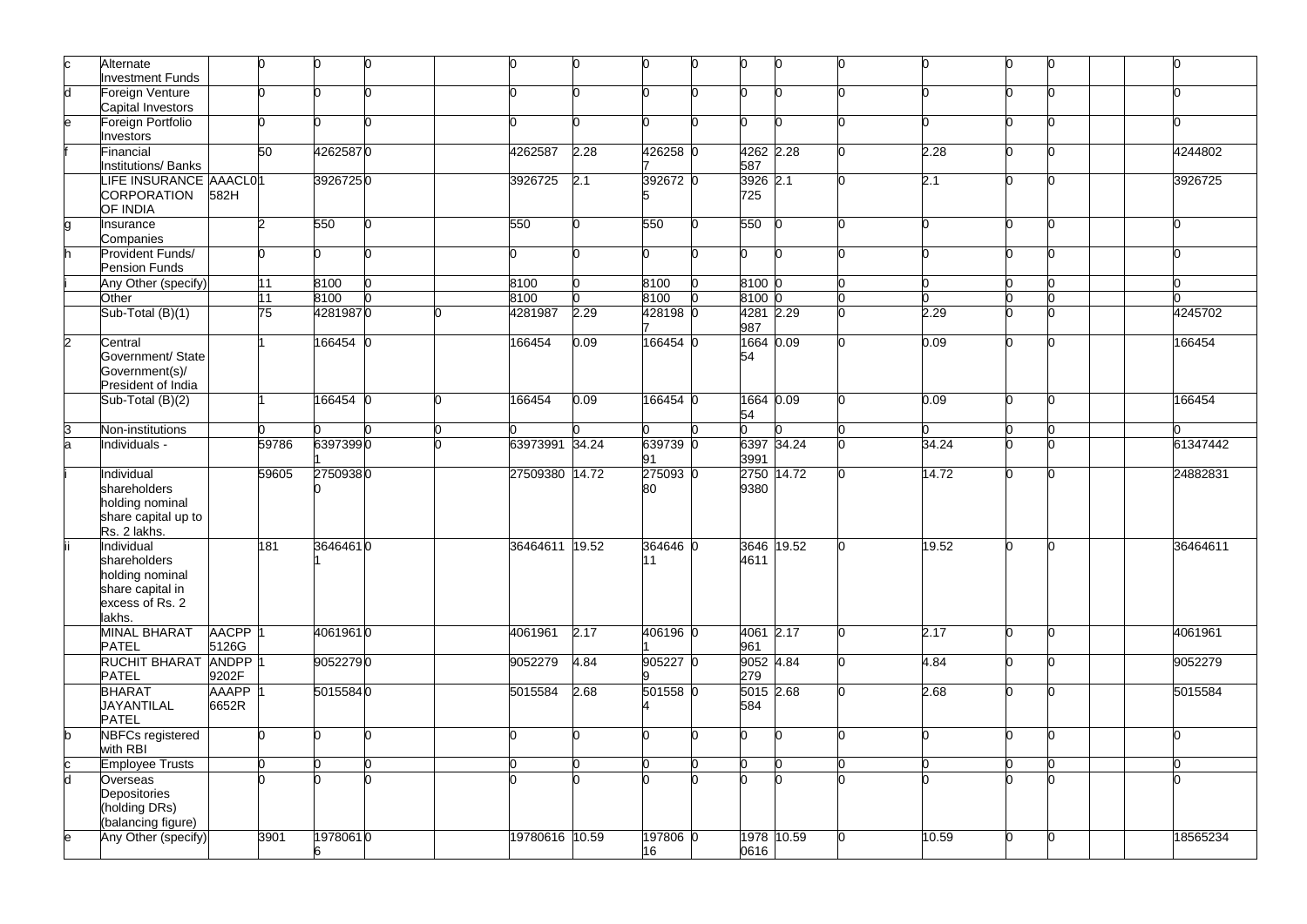| c | Alternate Investment Funds | | 0 | 0 | 0 | | 0 | 0 | 0 | 0 | 0 | 0 | 0 | 0 | 0 | 0 | | | 0 |
|---|---|---|---|---|---|---|---|---|---|---|---|---|---|---|---|---|---|---|---|
| d | Foreign Venture Capital Investors | | 0 | 0 | 0 | | 0 | 0 | 0 | 0 | 0 | 0 | 0 | 0 | 0 | 0 | | | 0 |
| e | Foreign Portfolio Investors | | 0 | 0 | 0 | | 0 | 0 | 0 | 0 | 0 | 0 | 0 | 0 | 0 | 0 | | | 0 |
| f | Financial Institutions/ Banks | | 50 | 4262587 | 0 | | 4262587 | 2.28 | 4262587 | 0 | 4262587 | 2.28 | 0 | 2.28 | 0 | 0 | | | 4244802 |
| | LIFE INSURANCE CORPORATION OF INDIA | AAACL0582H | 1 | 3926725 | 0 | | 3926725 | 2.1 | 3926725 | 0 | 3926725 | 2.1 | 0 | 2.1 | 0 | 0 | | | 3926725 |
| g | Insurance Companies | | 2 | 550 | 0 | | 550 | 0 | 550 | 0 | 550 | 0 | 0 | 0 | 0 | 0 | | | 0 |
| h | Provident Funds/ Pension Funds | | 0 | 0 | 0 | | 0 | 0 | 0 | 0 | 0 | 0 | 0 | 0 | 0 | 0 | | | 0 |
| i | Any Other (specify) | | 11 | 8100 | 0 | | 8100 | 0 | 8100 | 0 | 8100 | 0 | 0 | 0 | 0 | 0 | | | 0 |
| | Other | | 11 | 8100 | 0 | | 8100 | 0 | 8100 | 0 | 8100 | 0 | 0 | 0 | 0 | 0 | | | 0 |
| | Sub-Total (B)(1) | | 75 | 4281987 | 0 | 0 | 4281987 | 2.29 | 4281987 | 0 | 4281987 | 2.29 | 0 | 2.29 | 0 | 0 | | | 4245702 |
| 2 | Central Government/ State Government(s)/ President of India | | 1 | 166454 | 0 | | 166454 | 0.09 | 166454 | 0 | 166454 | 0.09 | 0 | 0.09 | 0 | 0 | | | 166454 |
| | Sub-Total (B)(2) | | 1 | 166454 | 0 | 0 | 166454 | 0.09 | 166454 | 0 | 166454 | 0.09 | 0 | 0.09 | 0 | 0 | | | 166454 |
| 3 | Non-institutions | | 0 | 0 | 0 | 0 | 0 | 0 | 0 | 0 | 0 | 0 | 0 | 0 | 0 | 0 | | | 0 |
| a | Individuals - | | 59786 | 63973991 | 0 | 0 | 63973991 | 34.24 | 63973991 | 0 | 63973991 | 34.24 | 0 | 34.24 | 0 | 0 | | | 61347442 |
| i | Individual shareholders holding nominal share capital up to Rs. 2 lakhs. | | 59605 | 27509380 | 0 | | 27509380 | 14.72 | 27509380 | 0 | 27509380 | 14.72 | 0 | 14.72 | 0 | 0 | | | 24882831 |
| ii | Individual shareholders holding nominal share capital in excess of Rs. 2 lakhs. | | 181 | 36464611 | 0 | | 36464611 | 19.52 | 36464611 | 0 | 36464611 | 19.52 | 0 | 19.52 | 0 | 0 | | | 36464611 |
| | MINAL BHARAT PATEL | AACPP5126G | 1 | 4061961 | 0 | | 4061961 | 2.17 | 4061961 | 0 | 4061961 | 2.17 | 0 | 2.17 | 0 | 0 | | | 4061961 |
| | RUCHIT BHARAT PATEL | ANDPP9202F | 1 | 9052279 | 0 | | 9052279 | 4.84 | 9052279 | 0 | 9052279 | 4.84 | 0 | 4.84 | 0 | 0 | | | 9052279 |
| | BHARAT JAYANTILAL PATEL | AAAPP6652R | 1 | 5015584 | 0 | | 5015584 | 2.68 | 5015584 | 0 | 5015584 | 2.68 | 0 | 2.68 | 0 | 0 | | | 5015584 |
| b | NBFCs registered with RBI | | 0 | 0 | 0 | | 0 | 0 | 0 | 0 | 0 | 0 | 0 | 0 | 0 | 0 | | | 0 |
| c | Employee Trusts | | 0 | 0 | 0 | | 0 | 0 | 0 | 0 | 0 | 0 | 0 | 0 | 0 | 0 | | | 0 |
| d | Overseas Depositories (holding DRs) (balancing figure) | | 0 | 0 | 0 | | 0 | 0 | 0 | 0 | 0 | 0 | 0 | 0 | 0 | 0 | | | 0 |
| e | Any Other (specify) | | 3901 | 19780616 | 0 | | 19780616 | 10.59 | 19780616 | 0 | 19780616 | 10.59 | 0 | 10.59 | 0 | 0 | | | 18565234 |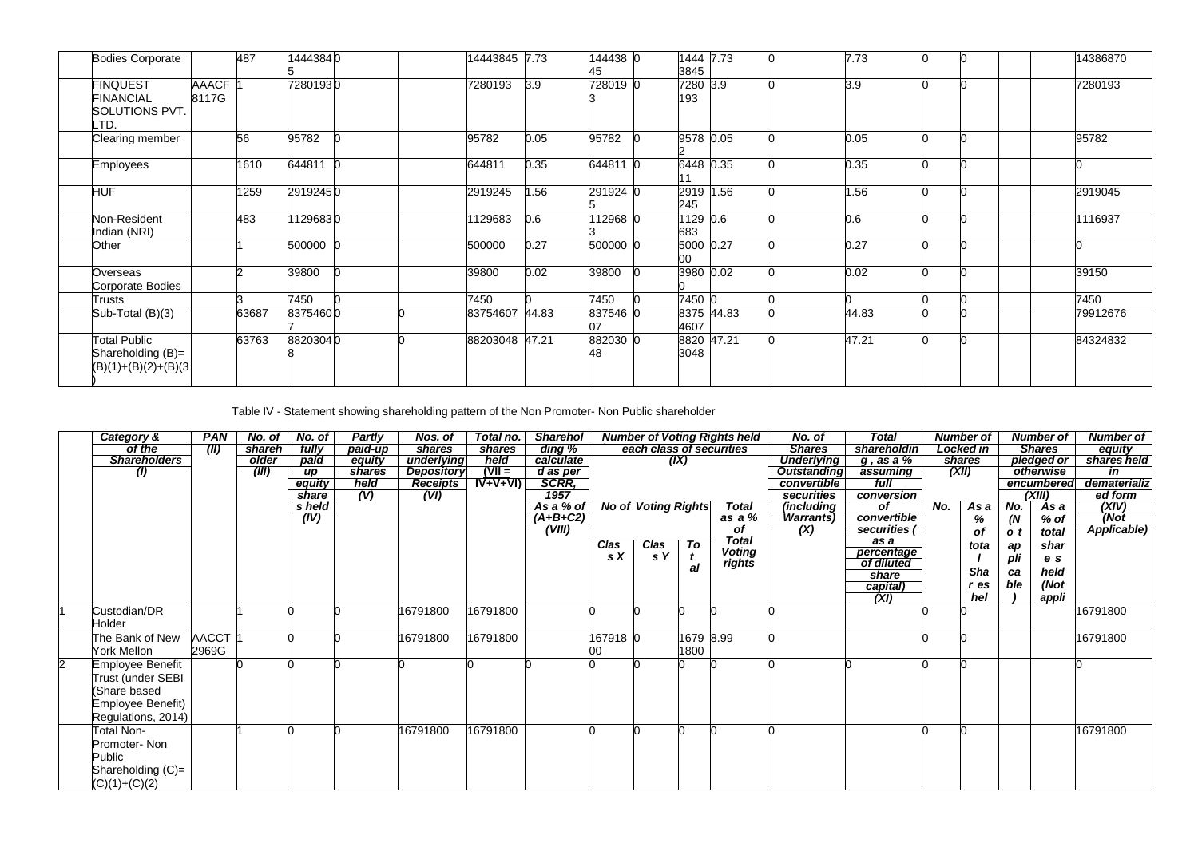| | Category & Name of the Shareholders (I) | PAN (II) | No. of shareholder (III) | No. of fully paid up equity shares held (IV) | Partly paid-up equity shares held (V) | Nos. of shares underlying Depository Receipts (VI) | Total nos. shares held (VII) = (IV)+(V)+(VI) | Shareholding % calculated as per SCRR, 1957 (VIII) As a % of (A+B+C2) | Number of Voting Rights held in each class of securities (IX) | | | | No. of Shares Underlying Outstanding convertible securities (including Warrants) (X) | Shareholding, as a % assuming full conversion of convertible securities (as a percentage of diluted share capital) (XI) | Number of Locked in shares (XII) | | Number of Shares pledged or otherwise encumbered (XIII) | | Number of equity shares held in dematerialized form (XIV) |
|---|---|---|---|---|---|---|---|---|---|---|---|---|---|---|---|---|---|---|---|
| | | | | | | | | | No of Voting Rights | | | Total as a % of Total Voting rights | | | No. | As a % of total Shares held | No. | As a % of total shares held | |
| | | | | | | | | | Class X | Class Y | Total | | | | | | | | |
| | Bodies Corporate | | 487 | 14443845 | 0 | | 14443845 | 7.73 | 14443845 | 0 | 14443845 | 7.73 | 0 | 7.73 | 0 | 0 | | | 14386870 |
| | FINQUEST FINANCIAL SOLUTIONS PVT. LTD. | AAACF8117G | 1 | 7280193 | 0 | | 7280193 | 3.9 | 7280193 | 0 | 7280193 | 3.9 | 0 | 3.9 | 0 | 0 | | | 7280193 |
| | Clearing member | | 56 | 95782 | 0 | | 95782 | 0.05 | 95782 | 0 | 95782 | 0.05 | 0 | 0.05 | 0 | 0 | | | 95782 |
| | Employees | | 1610 | 644811 | 0 | | 644811 | 0.35 | 644811 | 0 | 644811 | 0.35 | 0 | 0.35 | 0 | 0 | | | 0 |
| | HUF | | 1259 | 2919245 | 0 | | 2919245 | 1.56 | 2919245 | 0 | 2919245 | 1.56 | 0 | 1.56 | 0 | 0 | | | 2919045 |
| | Non-Resident Indian (NRI) | | 483 | 1129683 | 0 | | 1129683 | 0.6 | 1129683 | 0 | 1129683 | 0.6 | 0 | 0.6 | 0 | 0 | | | 1116937 |
| | Other | | 1 | 500000 | 0 | | 500000 | 0.27 | 500000 | 0 | 500000 | 0.27 | 0 | 0.27 | 0 | 0 | | | 0 |
| | Overseas Corporate Bodies | | 2 | 39800 | 0 | | 39800 | 0.02 | 39800 | 0 | 39800 | 0.02 | 0 | 0.02 | 0 | 0 | | | 39150 |
| | Trusts | | 3 | 7450 | 0 | | 7450 | 0 | 7450 | 0 | 7450 | 0 | 0 | 0 | 0 | 0 | | | 7450 |
| | Sub-Total (B)(3) | | 63687 | 83754607 | 0 | 0 | 83754607 | 44.83 | 83754607 | 0 | 83754607 | 44.83 | 0 | 44.83 | 0 | 0 | | | 79912676 |
| | Total Public Shareholding (B)= (B)(1)+(B)(2)+(B)(3) | | 63763 | 88203048 | 0 | 0 | 88203048 | 47.21 | 88203048 | 0 | 88203048 | 47.21 | 0 | 47.21 | 0 | 0 | | | 84324832 |

Table IV - Statement showing shareholding pattern of the Non Promoter- Non Public shareholder

| | Category & Name of the Shareholders (I) | PAN (II) | No. of shareholder (III) | No. of fully paid up equity share s held (IV) | Partly paid-up equity shares held (V) | Nos. of shares underlying Depository Receipts (VI) | Total no. shares held (VII = IV+V+VI) | Shareholding % calculated as per SCRR, 1957 As a % of (A+B+C2) (VIII) | Number of Voting Rights held in each class of securities (IX) | | | | No. of Shares Underlying Outstanding convertible securities (including Warrants) (X) | Total shareholding, as a % assuming full conversion of convertible securities (as a percentage of diluted share capital) (XI) | Number of Locked in shares (XII) | | Number of Shares pledged or otherwise encumbered (XIII) | | Number of equity shares held in dematerialized form (XIV) (Not Applicable) |
|---|---|---|---|---|---|---|---|---|---|---|---|---|---|---|---|---|---|---|---|
| | | | | | | | | | No of Voting Rights | | | Total as a % of Total Voting rights | | | No. | As a % of total Shares held | No. (Not applicable) | As a % of total shares held (Not appli | |
| | | | | | | | | | Class X | Class Y | Total | | | | | | | | |
| 1 | Custodian/DR Holder | | 1 | 0 | 0 | 16791800 | 16791800 | | 0 | 0 | 0 | 0 | 0 | | 0 | 0 | | | 16791800 |
| | The Bank of New York Mellon | AACCT2969G | 1 | 0 | 0 | 16791800 | 16791800 | | 16791800 | 0 | 16791800 | 8.99 | 0 | | 0 | 0 | | | 16791800 |
| 2 | Employee Benefit Trust (under SEBI (Share based Employee Benefit) Regulations, 2014) | | 0 | 0 | 0 | 0 | 0 | 0 | 0 | 0 | 0 | 0 | 0 | 0 | 0 | 0 | | | 0 |
| | Total Non-Promoter- Non Public Shareholding (C)= (C)(1)+(C)(2) | | 1 | 0 | 0 | 16791800 | 16791800 | | 0 | 0 | 0 | 0 | 0 | | 0 | 0 | | | 16791800 |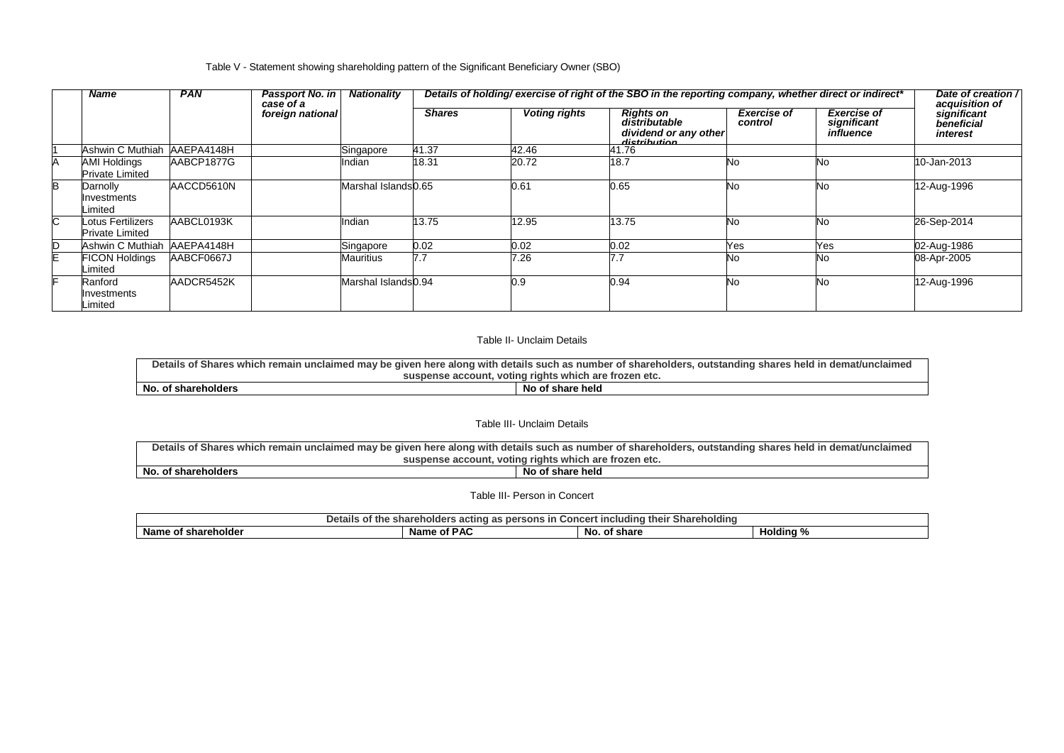Table V - Statement showing shareholding pattern of the Significant Beneficiary Owner (SBO)

| | *Name* | *PAN* | *Passport No. in case of a foreign national* | *Nationality* | *Details of holding/ exercise of right of the SBO in the reporting company, whether direct or indirect** | | | | | *Date of creation / acquisition of significant beneficial interest* |
|---|---|---|---|---|---|---|---|---|---|---|
| | | | | | *Shares* | *Voting rights* | *Rights on distributable dividend or any other distribution* | *Exercise of control* | *Exercise of significant influence* | |
| 1 | Ashwin C Muthiah | AAEPA4148H | | Singapore | 41.37 | 42.46 | 41.76 | | | |
| A | AMI Holdings Private Limited | AABCP1877G | | Indian | 18.31 | 20.72 | 18.7 | No | No | 10-Jan-2013 |
| B | Darnolly Investments Limited | AACCD5610N | | Marshal Islands | 0.65 | 0.61 | 0.65 | No | No | 12-Aug-1996 |
| C | Lotus Fertilizers Private Limited | AABCL0193K | | Indian | 13.75 | 12.95 | 13.75 | No | No | 26-Sep-2014 |
| D | Ashwin C Muthiah | AAEPA4148H | | Singapore | 0.02 | 0.02 | 0.02 | Yes | Yes | 02-Aug-1986 |
| E | FICON Holdings Limited | AABCF0667J | | Mauritius | 7.7 | 7.26 | 7.7 | No | No | 08-Apr-2005 |
| F | Ranford Investments Limited | AADCR5452K | | Marshal Islands | 0.94 | 0.9 | 0.94 | No | No | 12-Aug-1996 |

Table II- Unclaim Details

| Details of Shares which remain unclaimed may be given here along with details such as number of shareholders, outstanding shares held in demat/unclaimed suspense account, voting rights which are frozen etc. | |
|---|---|
| **No. of shareholders** | **No of share held** |

Table III- Unclaim Details

| Details of Shares which remain unclaimed may be given here along with details such as number of shareholders, outstanding shares held in demat/unclaimed suspense account, voting rights which are frozen etc. | |
|---|---|
| **No. of shareholders** | **No of share held** |

Table III- Person in Concert

| Details of the shareholders acting as persons in Concert including their Shareholding | | | |
|---|---|---|---|
| **Name of shareholder** | **Name of PAC** | **No. of share** | **Holding %** |